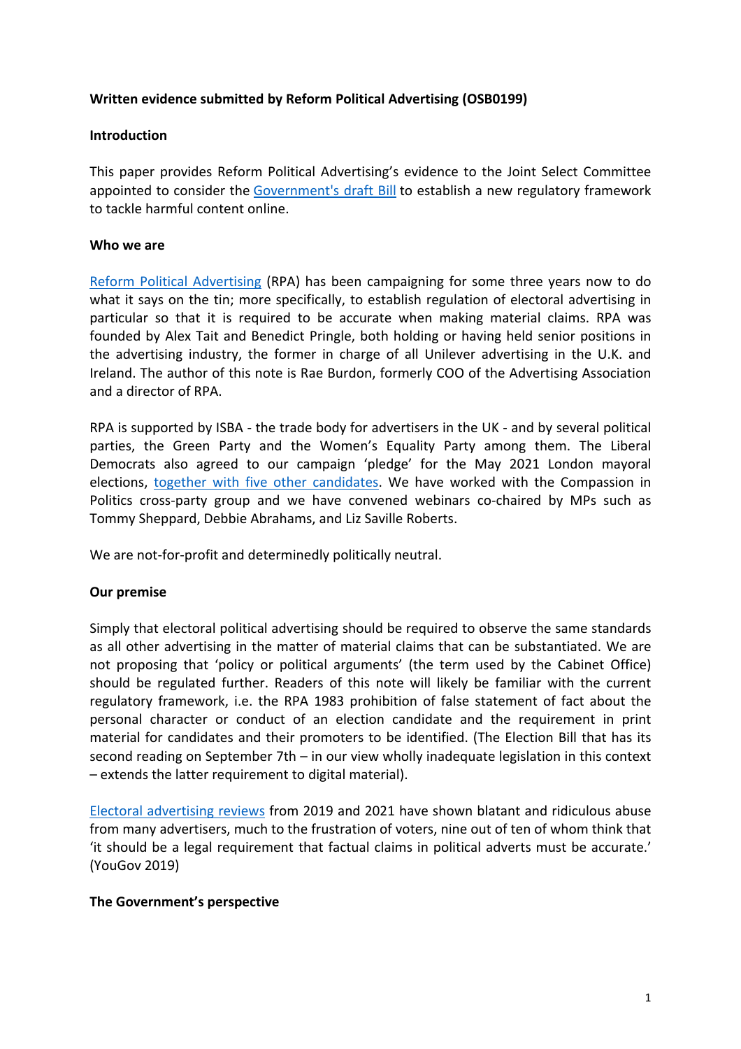**Written evidence submitted by Reform Political Advertising (OSB0199)**

**Introduction**

This paper provides Reform Political Advertising's evidence to the Joint Select Committee appointed to consider the Government's draft Bill to establish a new regulatory framework to tackle harmful content online.

**Who we are**

Reform Political Advertising (RPA) has been campaigning for some three years now to do what it says on the tin; more specifically, to establish regulation of electoral advertising in particular so that it is required to be accurate when making material claims. RPA was founded by Alex Tait and Benedict Pringle, both holding or having held senior positions in the advertising industry, the former in charge of all Unilever advertising in the U.K. and Ireland. The author of this note is Rae Burdon, formerly COO of the Advertising Association and a director of RPA.

RPA is supported by ISBA - the trade body for advertisers in the UK - and by several political parties, the Green Party and the Women's Equality Party among them. The Liberal Democrats also agreed to our campaign 'pledge' for the May 2021 London mayoral elections, together with five other candidates. We have worked with the Compassion in Politics cross-party group and we have convened webinars co-chaired by MPs such as Tommy Sheppard, Debbie Abrahams, and Liz Saville Roberts.

We are not-for-profit and determinedly politically neutral.

**Our premise**

Simply that electoral political advertising should be required to observe the same standards as all other advertising in the matter of material claims that can be substantiated. We are not proposing that 'policy or political arguments' (the term used by the Cabinet Office) should be regulated further. Readers of this note will likely be familiar with the current regulatory framework, i.e. the RPA 1983 prohibition of false statement of fact about the personal character or conduct of an election candidate and the requirement in print material for candidates and their promoters to be identified. (The Election Bill that has its second reading on September 7th – in our view wholly inadequate legislation in this context – extends the latter requirement to digital material).

Electoral advertising reviews from 2019 and 2021 have shown blatant and ridiculous abuse from many advertisers, much to the frustration of voters, nine out of ten of whom think that 'it should be a legal requirement that factual claims in political adverts must be accurate.' (YouGov 2019)

**The Government's perspective**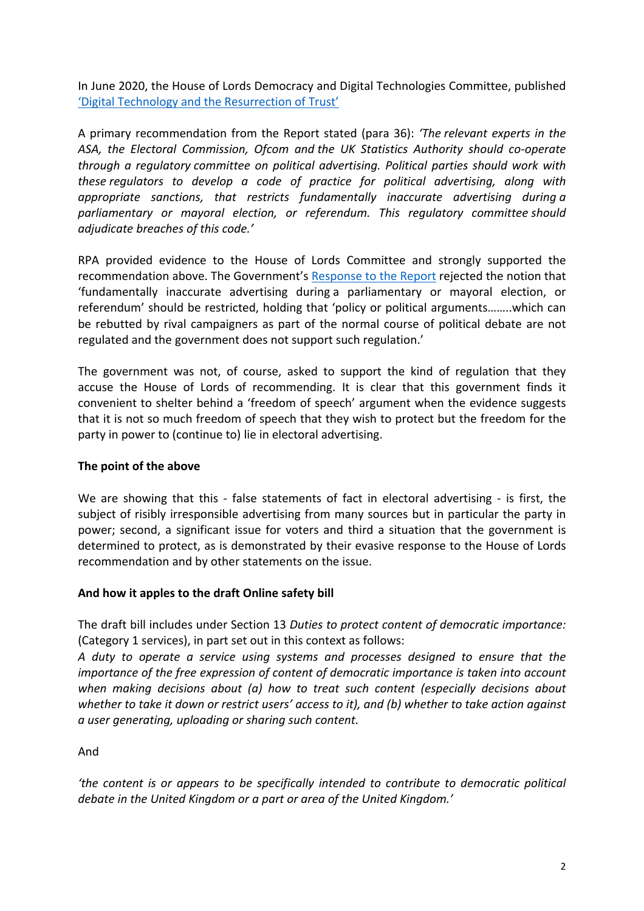In June 2020, the House of Lords Democracy and Digital Technologies Committee, published 'Digital Technology and the Resurrection of Trust'

A primary recommendation from the Report stated (para 36): *'The relevant experts in the ASA, the Electoral Commission, Ofcom and the UK Statistics Authority should co-operate through a regulatory committee on political advertising. Political parties should work with these regulators to develop a code of practice for political advertising, along with appropriate sanctions, that restricts fundamentally inaccurate advertising during a parliamentary or mayoral election, or referendum. This regulatory committee should adjudicate breaches of this code.'*

RPA provided evidence to the House of Lords Committee and strongly supported the recommendation above. The Government's Response to the Report rejected the notion that 'fundamentally inaccurate advertising during a parliamentary or mayoral election, or referendum' should be restricted, holding that 'policy or political arguments……..which can be rebutted by rival campaigners as part of the normal course of political debate are not regulated and the government does not support such regulation.'

The government was not, of course, asked to support the kind of regulation that they accuse the House of Lords of recommending. It is clear that this government finds it convenient to shelter behind a 'freedom of speech' argument when the evidence suggests that it is not so much freedom of speech that they wish to protect but the freedom for the party in power to (continue to) lie in electoral advertising.

**The point of the above**

We are showing that this - false statements of fact in electoral advertising - is first, the subject of risibly irresponsible advertising from many sources but in particular the party in power; second, a significant issue for voters and third a situation that the government is determined to protect, as is demonstrated by their evasive response to the House of Lords recommendation and by other statements on the issue.

**And how it apples to the draft Online safety bill**

The draft bill includes under Section 13 *Duties to protect content of democratic importance:* (Category 1 services), in part set out in this context as follows:
*A duty to operate a service using systems and processes designed to ensure that the importance of the free expression of content of democratic importance is taken into account when making decisions about (a) how to treat such content (especially decisions about whether to take it down or restrict users' access to it), and (b) whether to take action against a user generating, uploading or sharing such content.*

And

*'the content is or appears to be specifically intended to contribute to democratic political debate in the United Kingdom or a part or area of the United Kingdom.'*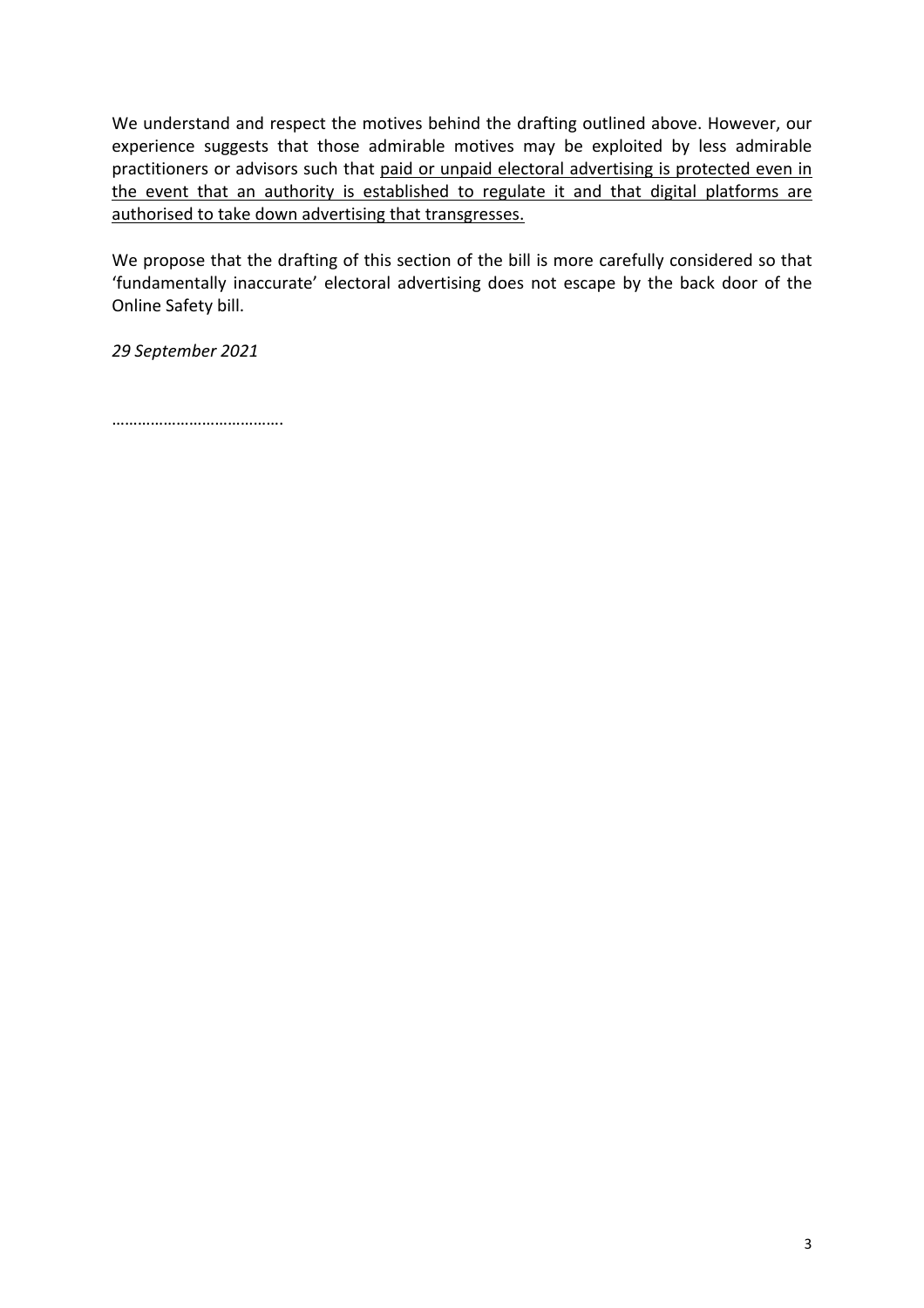We understand and respect the motives behind the drafting outlined above. However, our experience suggests that those admirable motives may be exploited by less admirable practitioners or advisors such that <u>paid or unpaid electoral advertising is protected even in the event that an authority is established to regulate it and that digital platforms are authorised to take down advertising that transgresses.</u>

We propose that the drafting of this section of the bill is more carefully considered so that 'fundamentally inaccurate' electoral advertising does not escape by the back door of the Online Safety bill.

*29 September 2021*

………………………………….